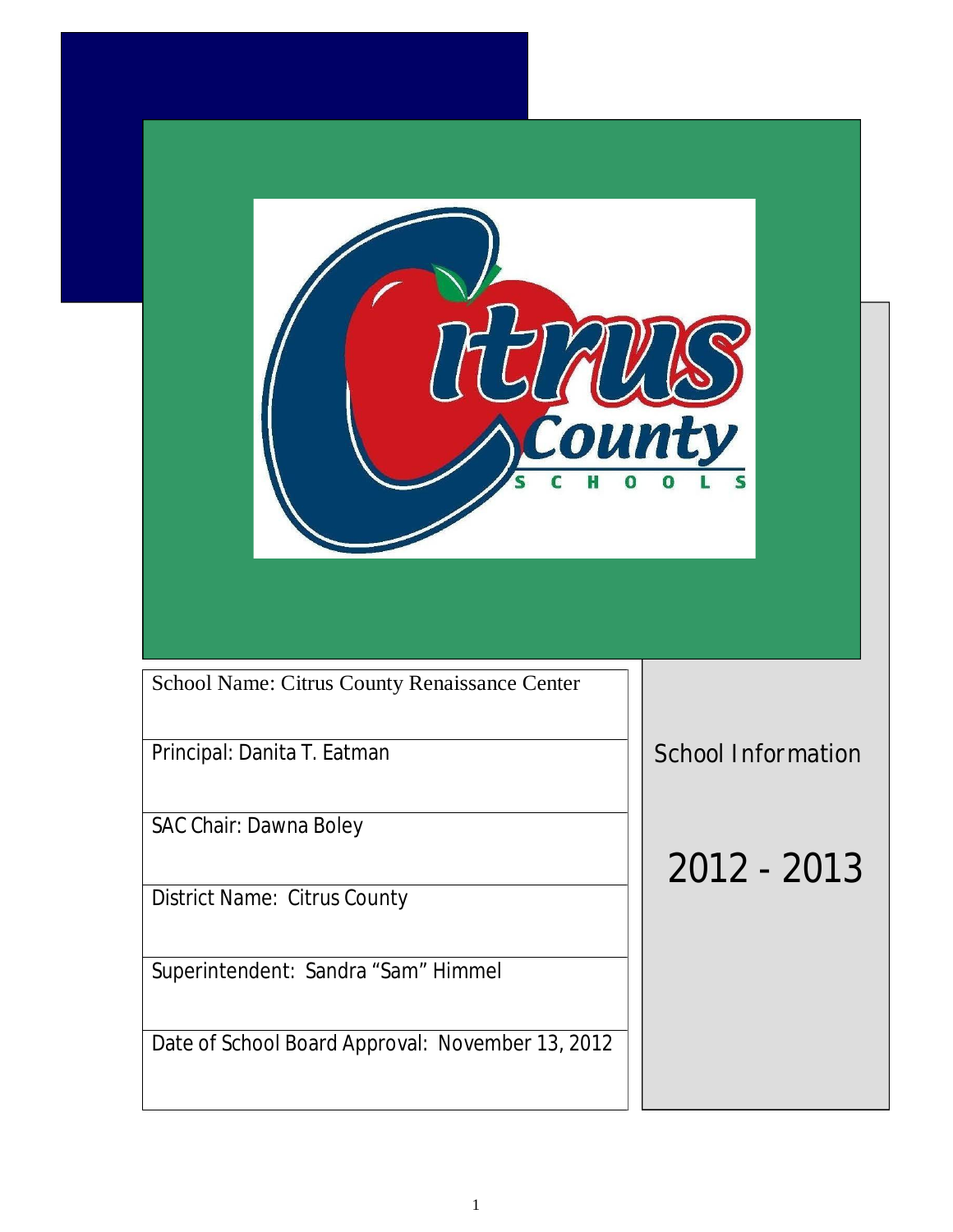School Name: Citrus County Renaissance Center

Principal: Danita T. Eatman

SAC Chair: Dawna Boley

District Name: Citrus County

Superintendent: Sandra “Sam” Himmel

Date of School Board Approval: November 13, 2012

School Information

2012 - 2013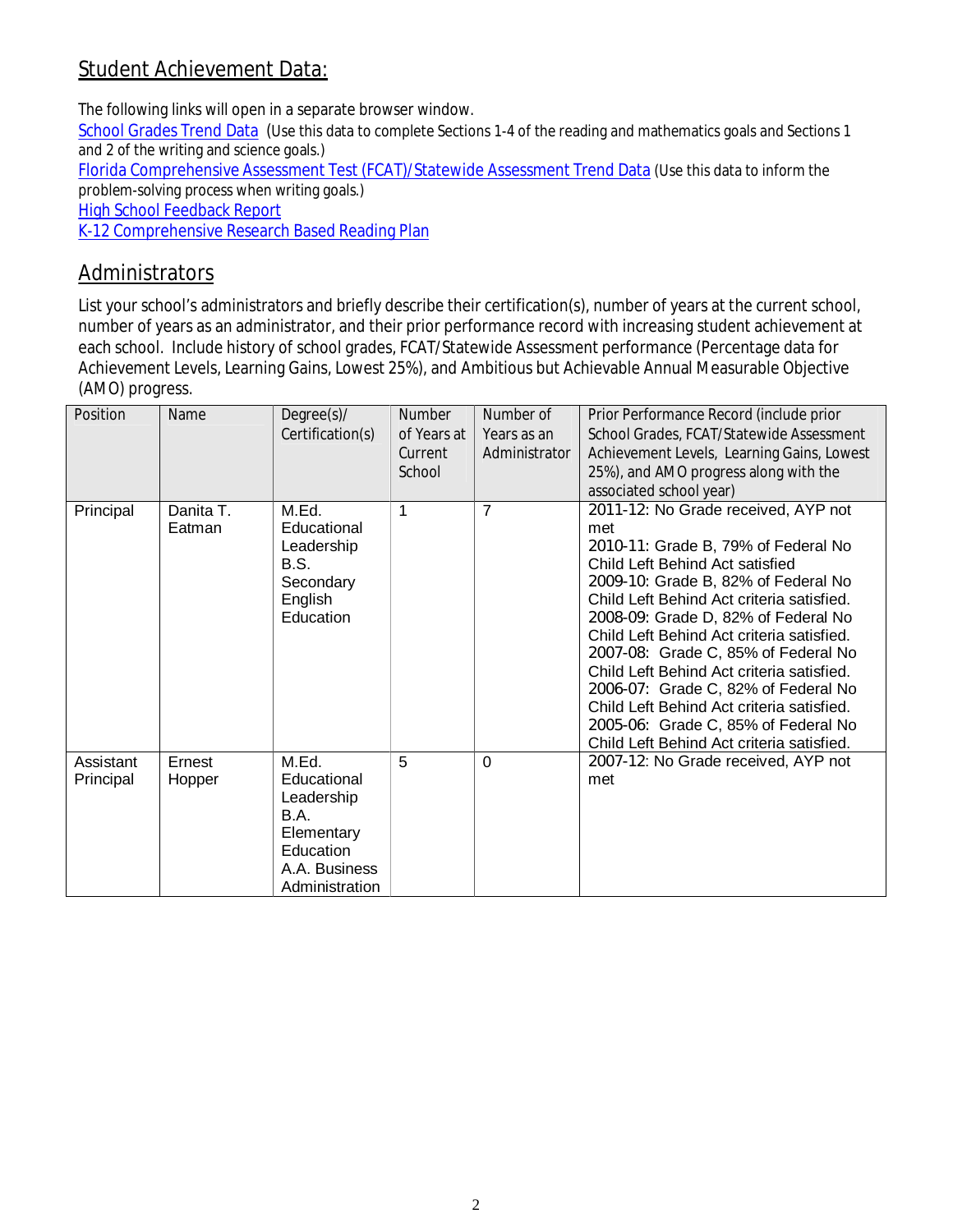## Student Achievement Data:

The following links will open in a separate browser window.
[School Grades Trend Data] (Use this data to complete Sections 1-4 of the reading and mathematics goals and Sections 1 and 2 of the writing and science goals.)
[Florida Comprehensive Assessment Test (FCAT)/Statewide Assessment Trend Data] (Use this data to inform the problem-solving process when writing goals.)
[High School Feedback Report]
[K-12 Comprehensive Research Based Reading Plan]

## Administrators

List your school's administrators and briefly describe their certification(s), number of years at the current school, number of years as an administrator, and their prior performance record with increasing student achievement at each school. Include history of school grades, FCAT/Statewide Assessment performance (Percentage data for Achievement Levels, Learning Gains, Lowest 25%), and Ambitious but Achievable Annual Measurable Objective (AMO) progress.

| Position | Name | Degree(s)/ Certification(s) | Number of Years at Current School | Number of Years as an Administrator | Prior Performance Record (include prior School Grades, FCAT/Statewide Assessment Achievement Levels, Learning Gains, Lowest 25%), and AMO progress along with the associated school year) |
|---|---|---|---|---|---|
| Principal | Danita T. Eatman | M.Ed. Educational Leadership B.S. Secondary English Education | 1 | 7 | 2011-12: No Grade received, AYP not met 2010-11: Grade B, 79% of Federal No Child Left Behind Act satisfied 2009-10: Grade B, 82% of Federal No Child Left Behind Act criteria satisfied. 2008-09: Grade D, 82% of Federal No Child Left Behind Act criteria satisfied. 2007-08: Grade C, 85% of Federal No Child Left Behind Act criteria satisfied. 2006-07: Grade C, 82% of Federal No Child Left Behind Act criteria satisfied. 2005-06: Grade C, 85% of Federal No Child Left Behind Act criteria satisfied. |
| Assistant Principal | Ernest Hopper | M.Ed. Educational Leadership B.A. Elementary Education A.A. Business Administration | 5 | 0 | 2007-12: No Grade received, AYP not met |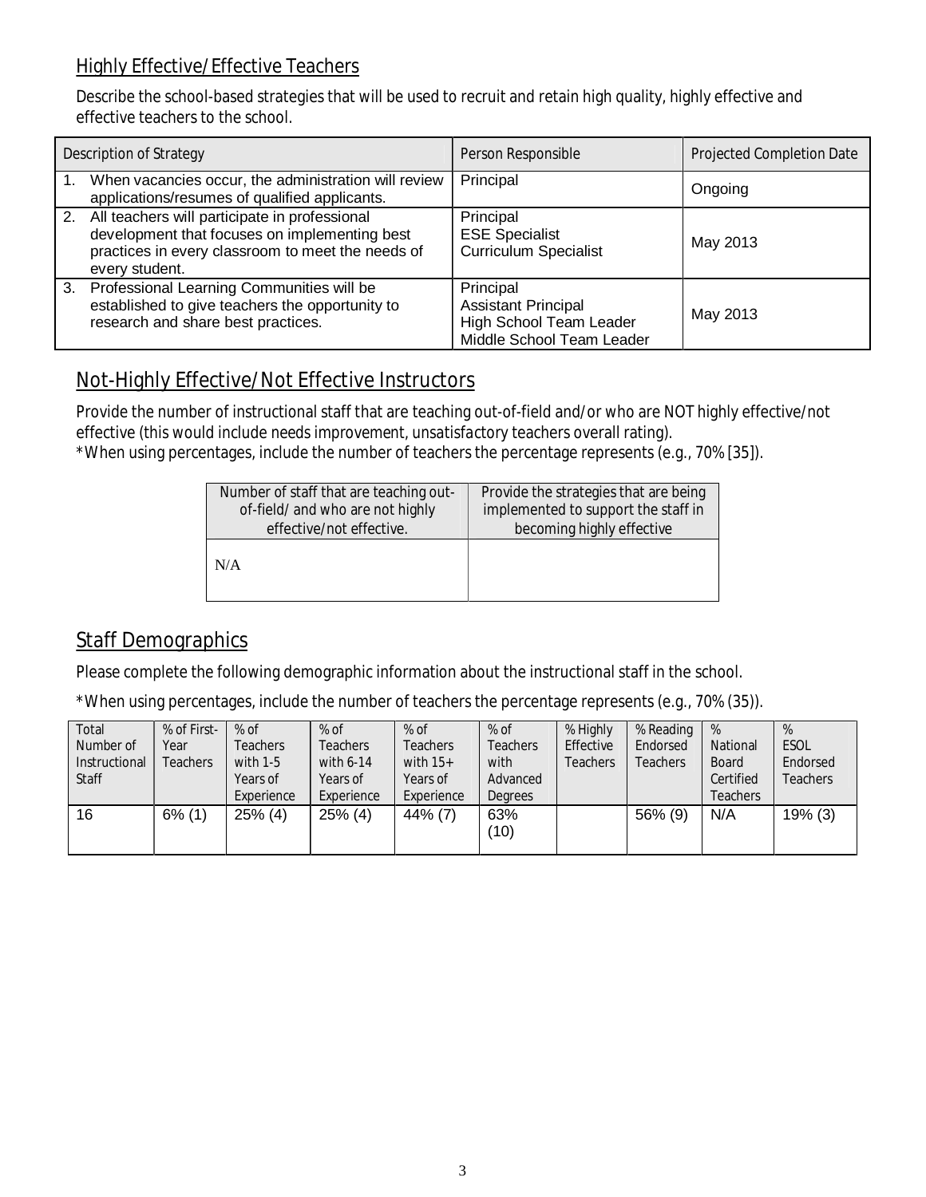## Highly Effective/Effective Teachers

Describe the school-based strategies that will be used to recruit and retain high quality, highly effective and effective teachers to the school.

| Description of Strategy | Person Responsible | Projected Completion Date |
|---|---|---|
| 1. When vacancies occur, the administration will review applications/resumes of qualified applicants. | Principal | Ongoing |
| 2. All teachers will participate in professional development that focuses on implementing best practices in every classroom to meet the needs of every student. | Principal<br>ESE Specialist<br>Curriculum Specialist | May 2013 |
| 3. Professional Learning Communities will be established to give teachers the opportunity to research and share best practices. | Principal<br>Assistant Principal<br>High School Team Leader<br>Middle School Team Leader | May 2013 |

## Not-Highly Effective/Not Effective Instructors

Provide the number of instructional staff that are teaching out-of-field and/or who are NOT highly effective/not effective (this would include needs improvement, unsatisfactory teachers overall rating).
*When using percentages, include the number of teachers the percentage represents (e.g., 70% [35]).

| Number of staff that are teaching out-of-field/ and who are not highly effective/not effective. | Provide the strategies that are being implemented to support the staff in becoming highly effective |
|---|---|
| N/A | |

## Staff Demographics

Please complete the following demographic information about the instructional staff in the school.

*When using percentages, include the number of teachers the percentage represents (e.g., 70% (35)).

| Total Number of Instructional Staff | % of First-Year Teachers | % of Teachers with 1-5 Years of Experience | % of Teachers with 6-14 Years of Experience | % of Teachers with 15+ Years of Experience | % of Teachers with Advanced Degrees | % Highly Effective Teachers | % Reading Endorsed Teachers | % National Board Certified Teachers | % ESOL Endorsed Teachers |
|---|---|---|---|---|---|---|---|---|---|
| 16 | 6% (1) | 25% (4) | 25% (4) | 44% (7) | 63% (10) | | 56% (9) | N/A | 19% (3) |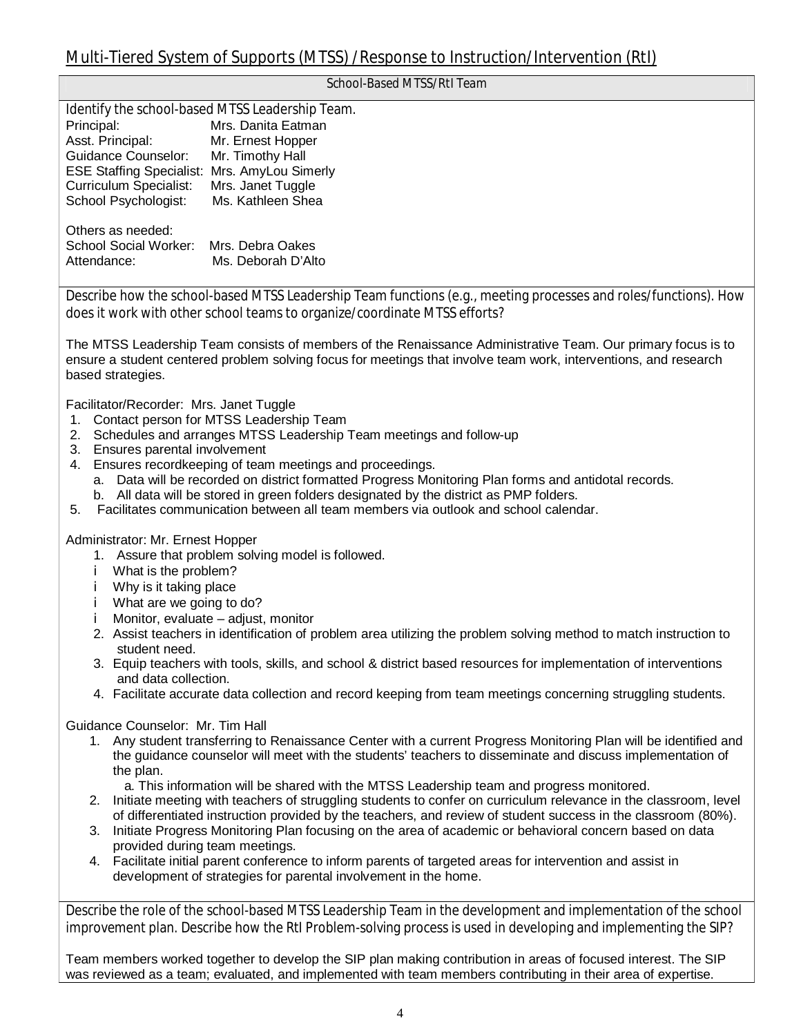## Multi-Tiered System of Supports (MTSS) / Response to Instruction/Intervention (RtI)

**School-Based MTSS/RtI Team**

Identify the school-based MTSS Leadership Team.

| | |
|---|---|
| Principal: | Mrs. Danita Eatman |
| Asst. Principal: | Mr. Ernest Hopper |
| Guidance Counselor: | Mr. Timothy Hall |
| ESE Staffing Specialist: | Mrs. AmyLou Simerly |
| Curriculum Specialist: | Mrs. Janet Tuggle |
| School Psychologist: | Ms. Kathleen Shea |

Others as needed:

| | |
|---|---|
| School Social Worker: | Mrs. Debra Oakes |
| Attendance: | Ms. Deborah D'Alto |

Describe how the school-based MTSS Leadership Team functions (e.g., meeting processes and roles/functions). How does it work with other school teams to organize/coordinate MTSS efforts?

The MTSS Leadership Team consists of members of the Renaissance Administrative Team. Our primary focus is to ensure a student centered problem solving focus for meetings that involve team work, interventions, and research based strategies.

Facilitator/Recorder: Mrs. Janet Tuggle

1. Contact person for MTSS Leadership Team
2. Schedules and arranges MTSS Leadership Team meetings and follow-up
3. Ensures parental involvement
4. Ensures recordkeeping of team meetings and proceedings.
   a. Data will be recorded on district formatted Progress Monitoring Plan forms and antidotal records.
   b. All data will be stored in green folders designated by the district as PMP folders.
5. Facilitates communication between all team members via outlook and school calendar.

Administrator: Mr. Ernest Hopper

1. Assure that problem solving model is followed.
   - What is the problem?
   - Why is it taking place
   - What are we going to do?
   - Monitor, evaluate – adjust, monitor
2. Assist teachers in identification of problem area utilizing the problem solving method to match instruction to student need.
3. Equip teachers with tools, skills, and school & district based resources for implementation of interventions and data collection.
4. Facilitate accurate data collection and record keeping from team meetings concerning struggling students.

Guidance Counselor: Mr. Tim Hall

1. Any student transferring to Renaissance Center with a current Progress Monitoring Plan will be identified and the guidance counselor will meet with the students' teachers to disseminate and discuss implementation of the plan.
   a. This information will be shared with the MTSS Leadership team and progress monitored.
2. Initiate meeting with teachers of struggling students to confer on curriculum relevance in the classroom, level of differentiated instruction provided by the teachers, and review of student success in the classroom (80%).
3. Initiate Progress Monitoring Plan focusing on the area of academic or behavioral concern based on data provided during team meetings.
4. Facilitate initial parent conference to inform parents of targeted areas for intervention and assist in development of strategies for parental involvement in the home.

Describe the role of the school-based MTSS Leadership Team in the development and implementation of the school improvement plan. Describe how the RtI Problem-solving process is used in developing and implementing the SIP?

Team members worked together to develop the SIP plan making contribution in areas of focused interest. The SIP was reviewed as a team; evaluated, and implemented with team members contributing in their area of expertise.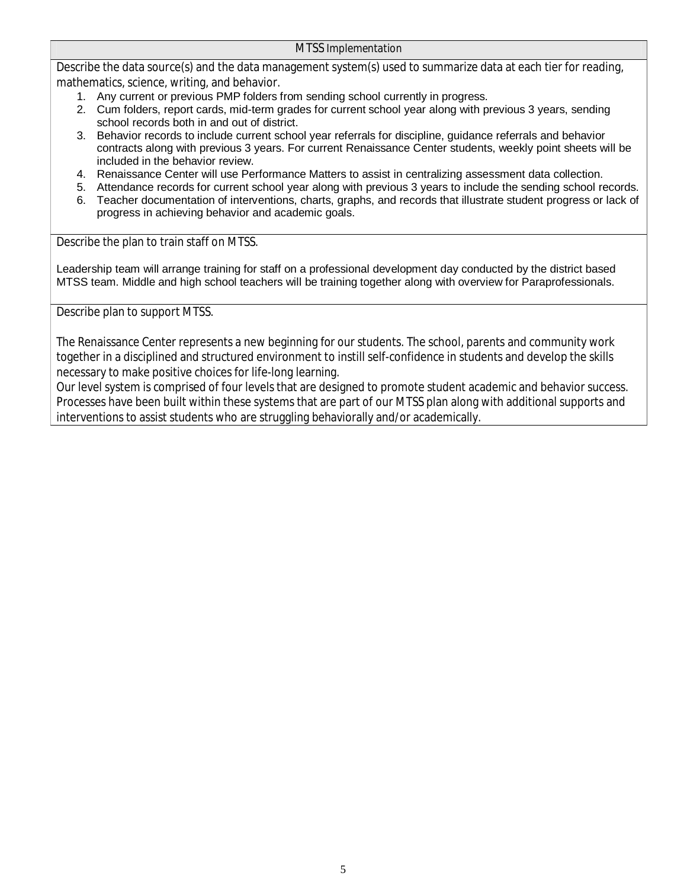## MTSS Implementation

Describe the data source(s) and the data management system(s) used to summarize data at each tier for reading, mathematics, science, writing, and behavior.

1. Any current or previous PMP folders from sending school currently in progress.
2. Cum folders, report cards, mid-term grades for current school year along with previous 3 years, sending school records both in and out of district.
3. Behavior records to include current school year referrals for discipline, guidance referrals and behavior contracts along with previous 3 years. For current Renaissance Center students, weekly point sheets will be included in the behavior review.
4. Renaissance Center will use Performance Matters to assist in centralizing assessment data collection.
5. Attendance records for current school year along with previous 3 years to include the sending school records.
6. Teacher documentation of interventions, charts, graphs, and records that illustrate student progress or lack of progress in achieving behavior and academic goals.

Describe the plan to train staff on MTSS.

Leadership team will arrange training for staff on a professional development day conducted by the district based MTSS team. Middle and high school teachers will be training together along with overview for Paraprofessionals.

Describe plan to support MTSS.

The Renaissance Center represents a new beginning for our students. The school, parents and community work together in a disciplined and structured environment to instill self-confidence in students and develop the skills necessary to make positive choices for life-long learning.
Our level system is comprised of four levels that are designed to promote student academic and behavior success. Processes have been built within these systems that are part of our MTSS plan along with additional supports and interventions to assist students who are struggling behaviorally and/or academically.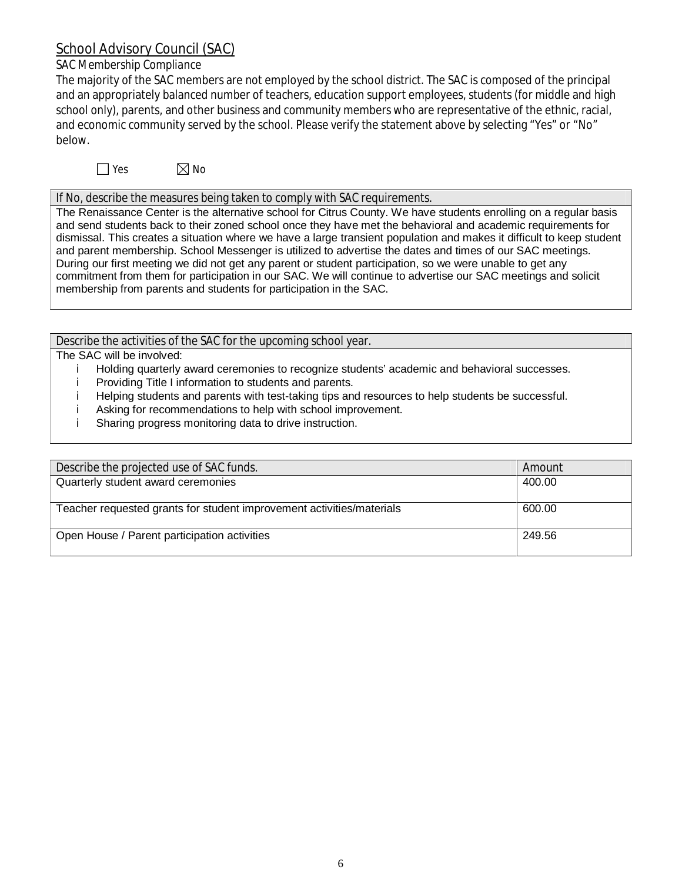## School Advisory Council (SAC)

SAC Membership Compliance

The majority of the SAC members are not employed by the school district. The SAC is composed of the principal and an appropriately balanced number of teachers, education support employees, students (for middle and high school only), parents, and other business and community members who are representative of the ethnic, racial, and economic community served by the school. Please verify the statement above by selecting "Yes" or "No" below.

☐ Yes ☒ No

| If No, describe the measures being taken to comply with SAC requirements. |
|---|
| The Renaissance Center is the alternative school for Citrus County. We have students enrolling on a regular basis and send students back to their zoned school once they have met the behavioral and academic requirements for dismissal. This creates a situation where we have a large transient population and makes it difficult to keep student and parent membership. School Messenger is utilized to advertise the dates and times of our SAC meetings. During our first meeting we did not get any parent or student participation, so we were unable to get any commitment from them for participation in our SAC. We will continue to advertise our SAC meetings and solicit membership from parents and students for participation in the SAC. |

**Describe the activities of the SAC for the upcoming school year.**

The SAC will be involved:

- Holding quarterly award ceremonies to recognize students' academic and behavioral successes.
- Providing Title I information to students and parents.
- Helping students and parents with test-taking tips and resources to help students be successful.
- Asking for recommendations to help with school improvement.
- Sharing progress monitoring data to drive instruction.

| Describe the projected use of SAC funds. | Amount |
|---|---|
| Quarterly student award ceremonies | 400.00 |
| Teacher requested grants for student improvement activities/materials | 600.00 |
| Open House / Parent participation activities | 249.56 |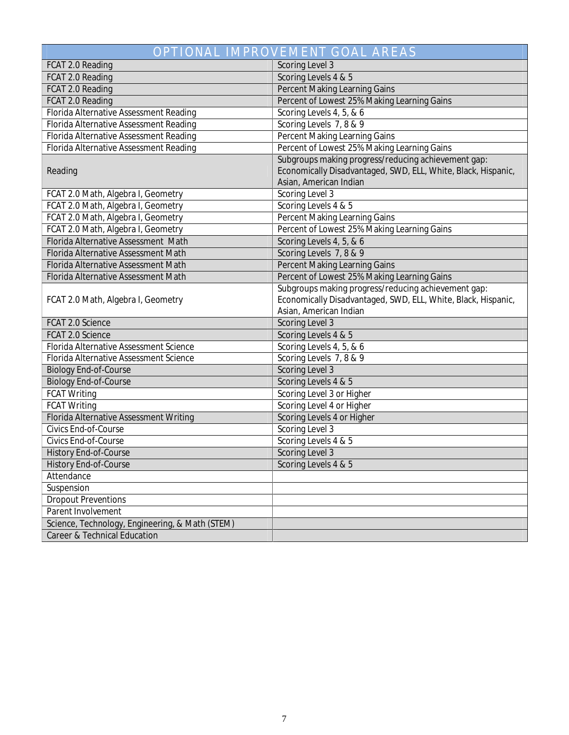| OPTIONAL IMPROVEMENT GOAL AREAS | |
|---|---|
| FCAT 2.0 Reading | Scoring Level 3 |
| FCAT 2.0 Reading | Scoring Levels 4 & 5 |
| FCAT 2.0 Reading | Percent Making Learning Gains |
| FCAT 2.0 Reading | Percent of Lowest 25% Making Learning Gains |
| Florida Alternative Assessment Reading | Scoring Levels 4, 5, & 6 |
| Florida Alternative Assessment Reading | Scoring Levels 7, 8 & 9 |
| Florida Alternative Assessment Reading | Percent Making Learning Gains |
| Florida Alternative Assessment Reading | Percent of Lowest 25% Making Learning Gains |
| Reading | Subgroups making progress/reducing achievement gap: Economically Disadvantaged, SWD, ELL, White, Black, Hispanic, Asian, American Indian |
| FCAT 2.0 Math, Algebra I, Geometry | Scoring Level 3 |
| FCAT 2.0 Math, Algebra I, Geometry | Scoring Levels 4 & 5 |
| FCAT 2.0 Math, Algebra I, Geometry | Percent Making Learning Gains |
| FCAT 2.0 Math, Algebra I, Geometry | Percent of Lowest 25% Making Learning Gains |
| Florida Alternative Assessment Math | Scoring Levels 4, 5, & 6 |
| Florida Alternative Assessment Math | Scoring Levels 7, 8 & 9 |
| Florida Alternative Assessment Math | Percent Making Learning Gains |
| Florida Alternative Assessment Math | Percent of Lowest 25% Making Learning Gains |
| FCAT 2.0 Math, Algebra I, Geometry | Subgroups making progress/reducing achievement gap: Economically Disadvantaged, SWD, ELL, White, Black, Hispanic, Asian, American Indian |
| FCAT 2.0 Science | Scoring Level 3 |
| FCAT 2.0 Science | Scoring Levels 4 & 5 |
| Florida Alternative Assessment Science | Scoring Levels 4, 5, & 6 |
| Florida Alternative Assessment Science | Scoring Levels 7, 8 & 9 |
| Biology End-of-Course | Scoring Level 3 |
| Biology End-of-Course | Scoring Levels 4 & 5 |
| FCAT Writing | Scoring Level 3 or Higher |
| FCAT Writing | Scoring Level 4 or Higher |
| Florida Alternative Assessment Writing | Scoring Levels 4 or Higher |
| Civics End-of-Course | Scoring Level 3 |
| Civics End-of-Course | Scoring Levels 4 & 5 |
| History End-of-Course | Scoring Level 3 |
| History End-of-Course | Scoring Levels 4 & 5 |
| Attendance | |
| Suspension | |
| Dropout Preventions | |
| Parent Involvement | |
| Science, Technology, Engineering, & Math (STEM) | |
| Career & Technical Education | |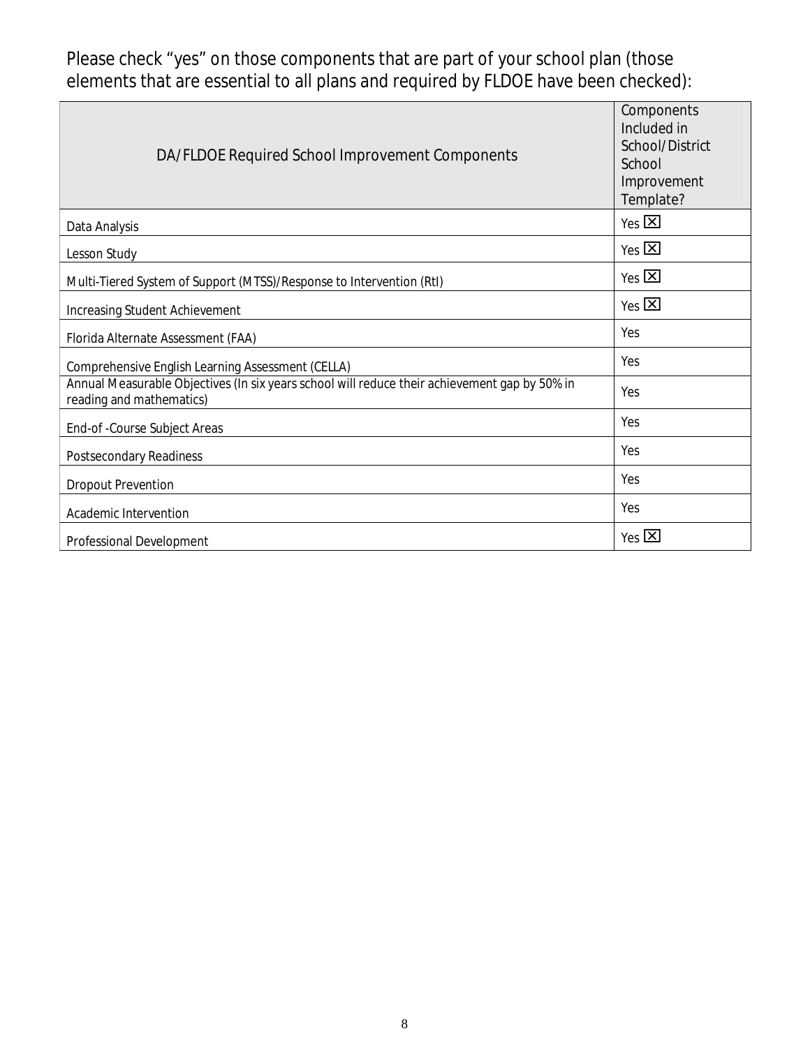Please check "yes" on those components that are part of your school plan (those elements that are essential to all plans and required by FLDOE have been checked):

| DA/FLDOE Required School Improvement Components | Components Included in School/District School Improvement Template? |
|---|---|
| Data Analysis | Yes ☒ |
| Lesson Study | Yes ☒ |
| Multi-Tiered System of Support (MTSS)/Response to Intervention (RtI) | Yes ☒ |
| Increasing Student Achievement | Yes ☒ |
| Florida Alternate Assessment (FAA) | Yes |
| Comprehensive English Learning Assessment (CELLA) | Yes |
| Annual Measurable Objectives (In six years school will reduce their achievement gap by 50% in reading and mathematics) | Yes |
| End-of -Course Subject Areas | Yes |
| Postsecondary Readiness | Yes |
| Dropout Prevention | Yes |
| Academic Intervention | Yes |
| Professional Development | Yes ☒ |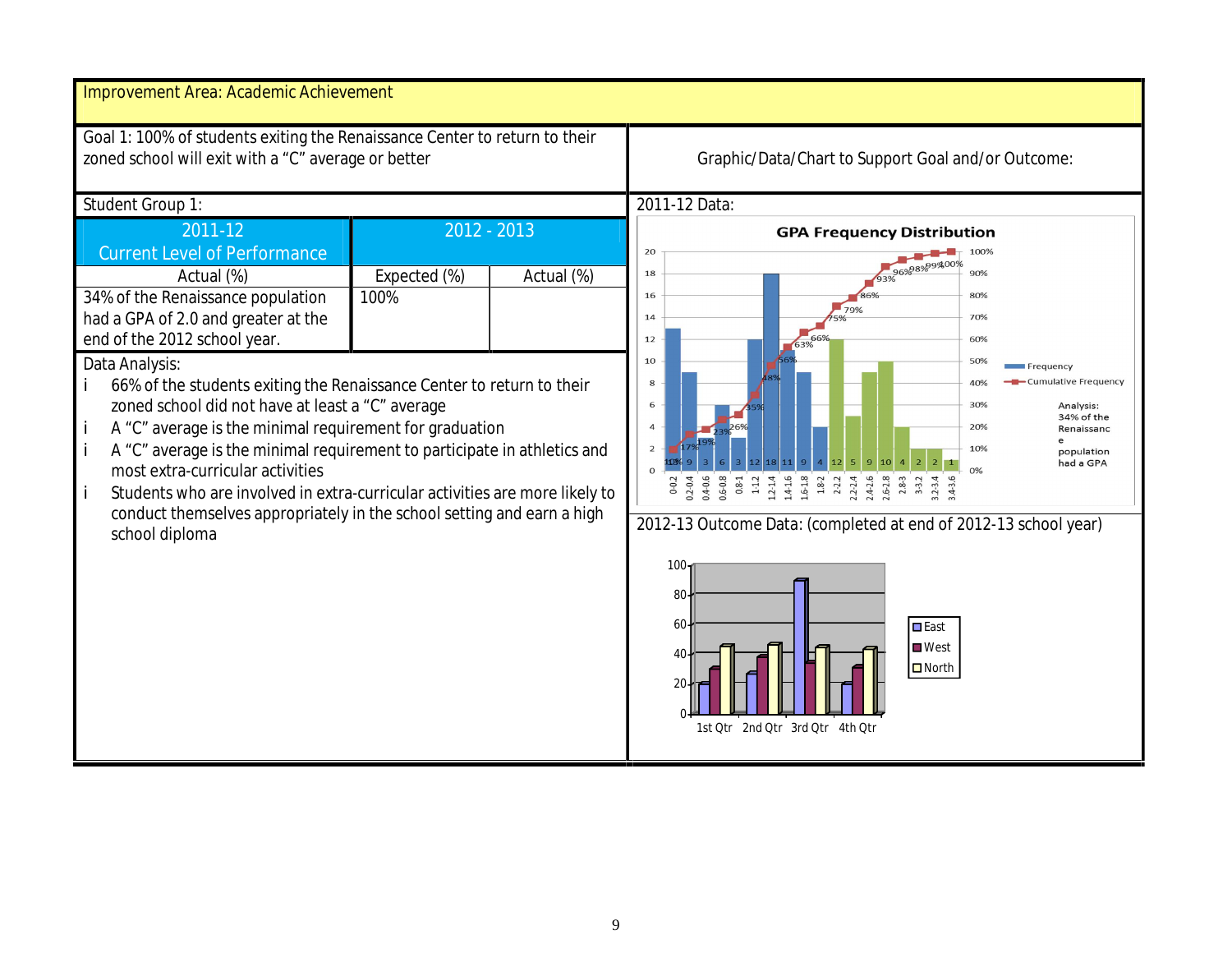**Improvement Area: Academic Achievement**

Goal 1: 100% of students exiting the Renaissance Center to return to their zoned school will exit with a "C" average or better

Graphic/Data/Chart to Support Goal and/or Outcome:

Student Group 1:

| 2011-12 Current Level of Performance | 2012 - 2013 | |
|---|---|---|
| Actual (%) | Expected (%) | Actual (%) |
| 34% of the Renaissance population had a GPA of 2.0 and greater at the end of the 2012 school year. | 100% | |

Data Analysis:

- 66% of the students exiting the Renaissance Center to return to their zoned school did not have at least a "C" average
- A "C" average is the minimal requirement for graduation
- A "C" average is the minimal requirement to participate in athletics and most extra-curricular activities
- Students who are involved in extra-curricular activities are more likely to conduct themselves appropriately in the school setting and earn a high school diploma

2011-12 Data:

GPA Frequency Distribution

0-0.2, 0.2-0.4, 0.4-0.6, 0.6-0.8, 0.8-1, 1-1.2, 1.2-1.4, 1.4-1.6, 1.6-1.8, 1.8-2, 2-2.2, 2.2-2.4, 2.4-2.6, 2.6-2.8, 2.8-3, 3-3.2, 3.2-3.4, 3.4-3.6

13, 9, 3, 6, 3, 12, 18, 11, 9, 4, 12, 5, 9, 10, 4, 2, 2, 1

10%, 17%, 19%, 23%, 26%, 35%, 48%, 56%, 63%, 66%, 75%, 79%, 86%, 93%, 96%, 98%, 99%, 100%

Frequency

Cumulative Frequency

Analysis: 34% of the Renaissance population had a GPA

2012-13 Outcome Data: (completed at end of 2012-13 school year)

1st Qtr, 2nd Qtr, 3rd Qtr, 4th Qtr

East, West, North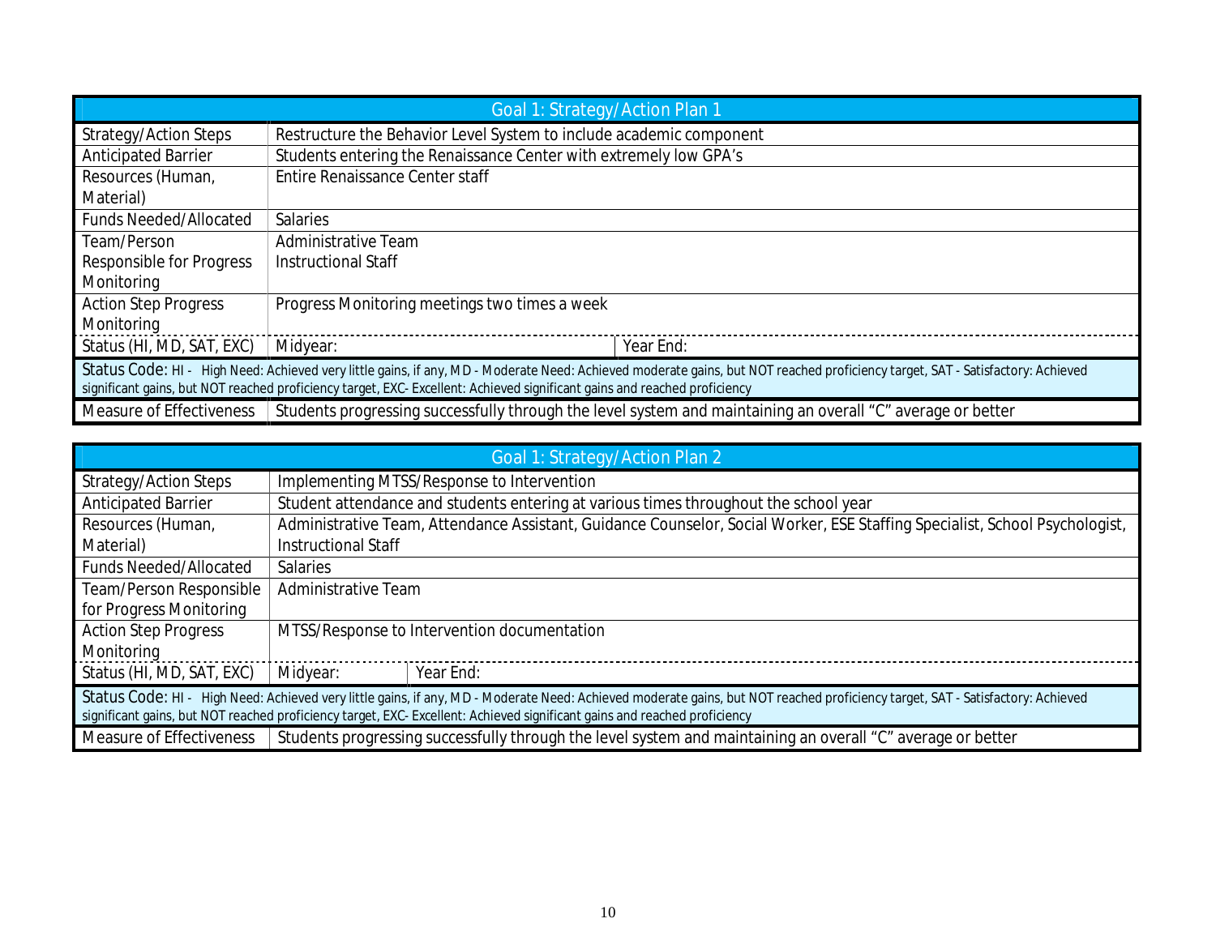| Goal 1: Strategy/Action Plan 1 | | |
|---|---|---|
| Strategy/Action Steps | Restructure the Behavior Level System to include academic component | |
| Anticipated Barrier | Students entering the Renaissance Center with extremely low GPA's | |
| Resources (Human, Material) | Entire Renaissance Center staff | |
| Funds Needed/Allocated | Salaries | |
| Team/Person Responsible for Progress Monitoring | Administrative Team<br>Instructional Staff | |
| Action Step Progress Monitoring | Progress Monitoring meetings two times a week | |
| Status (HI, MD, SAT, EXC) | Midyear: | Year End: |
| Status Code: HI - High Need: Achieved very little gains, if any, MD - Moderate Need: Achieved moderate gains, but NOT reached proficiency target, SAT - Satisfactory: Achieved significant gains, but NOT reached proficiency target, EXC- Excellent: Achieved significant gains and reached proficiency | | |
| Measure of Effectiveness | Students progressing successfully through the level system and maintaining an overall "C" average or better | |

| Goal 1: Strategy/Action Plan 2 | | |
|---|---|---|
| Strategy/Action Steps | Implementing MTSS/Response to Intervention | |
| Anticipated Barrier | Student attendance and students entering at various times throughout the school year | |
| Resources (Human, Material) | Administrative Team, Attendance Assistant, Guidance Counselor, Social Worker, ESE Staffing Specialist, School Psychologist, Instructional Staff | |
| Funds Needed/Allocated | Salaries | |
| Team/Person Responsible for Progress Monitoring | Administrative Team | |
| Action Step Progress Monitoring | MTSS/Response to Intervention documentation | |
| Status (HI, MD, SAT, EXC) | Midyear: | Year End: |
| Status Code: HI - High Need: Achieved very little gains, if any, MD - Moderate Need: Achieved moderate gains, but NOT reached proficiency target, SAT - Satisfactory: Achieved significant gains, but NOT reached proficiency target, EXC- Excellent: Achieved significant gains and reached proficiency | | |
| Measure of Effectiveness | Students progressing successfully through the level system and maintaining an overall "C" average or better | |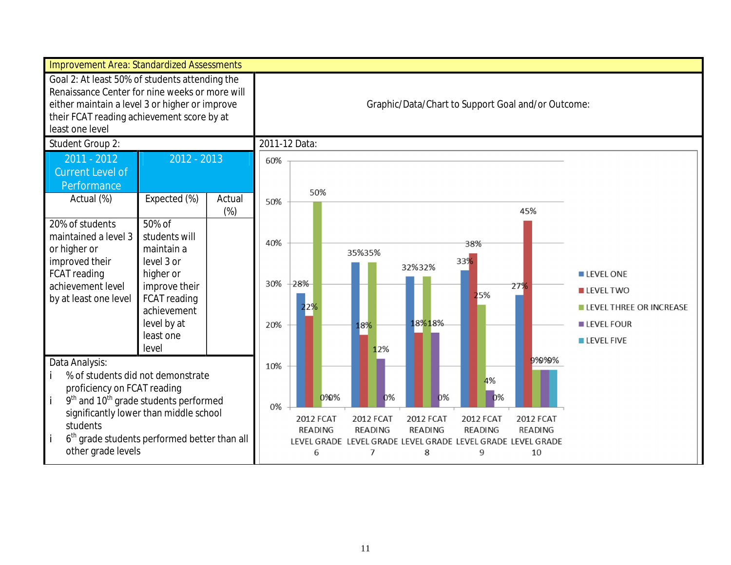| Improvement Area: Standardized Assessments | | | |
|---|---|---|---|
| Goal 2: At least 50% of students attending the Renaissance Center for nine weeks or more will either maintain a level 3 or higher or improve their FCAT reading achievement score by at least one level | | | Graphic/Data/Chart to Support Goal and/or Outcome: |
| Student Group 2: | | | 2011-12 Data: |
| 2011 - 2012 Current Level of Performance | 2012 - 2013 | | |
| Actual (%) | Expected (%) | Actual (%) | |
| 20% of students maintained a level 3 or higher or improved their FCAT reading achievement level by at least one level | 50% of students will maintain a level 3 or higher or improve their FCAT reading achievement level by at least one level | | |

60%
50%
40%
30%
20%
10%
0%

2012 FCAT READING LEVEL GRADE 6: 28%, 22%, 50%, 0%, 0%
2012 FCAT READING LEVEL GRADE 7: 35%, 18%, 35%, 12%, 0%
2012 FCAT READING LEVEL GRADE 8: 32%, 18%, 32%, 18%, 0%
2012 FCAT READING LEVEL GRADE 9: 33%, 38%, 25%, 4%, 0%
2012 FCAT READING LEVEL GRADE 10: 27%, 45%, 9%, 9%, 9%

LEVEL ONE
LEVEL TWO
LEVEL THREE OR INCREASE
LEVEL FOUR
LEVEL FIVE

Data Analysis:

- % of students did not demonstrate proficiency on FCAT reading
- 9th and 10th grade students performed significantly lower than middle school students
- 6th grade students performed better than all other grade levels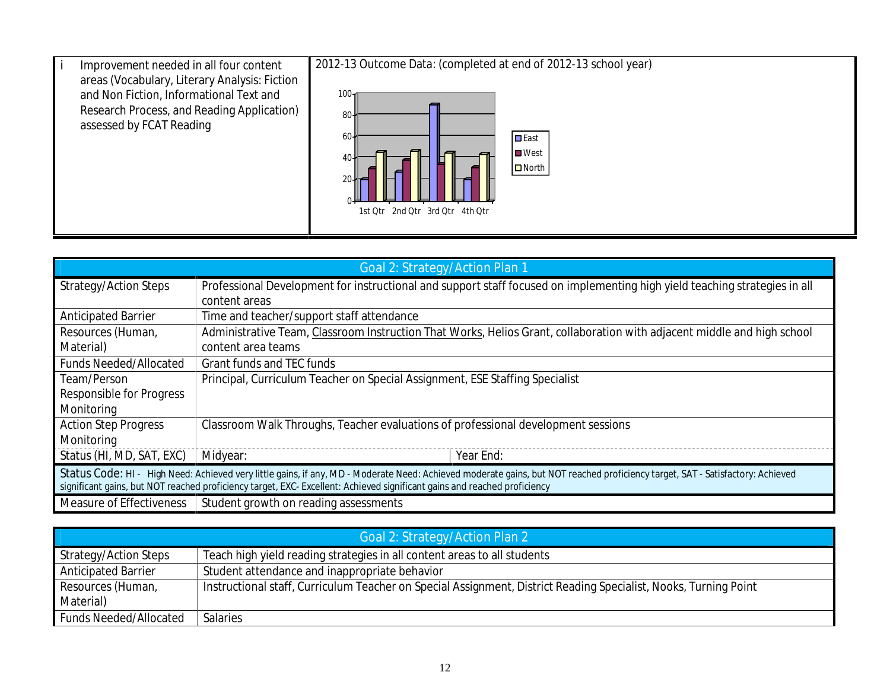| | |
|---|---|
| i Improvement needed in all four content areas (Vocabulary, Literary Analysis: Fiction and Non Fiction, Informational Text and Research Process, and Reading Application) assessed by FCAT Reading | 2012-13 Outcome Data: (completed at end of 2012-13 school year) |

100
80
60
40
20
0
1st Qtr 2nd Qtr 3rd Qtr 4th Qtr
East
West
North

| Goal 2: Strategy/Action Plan 1 | |
|---|---|
| Strategy/Action Steps | Professional Development for instructional and support staff focused on implementing high yield teaching strategies in all content areas |
| Anticipated Barrier | Time and teacher/support staff attendance |
| Resources (Human, Material) | Administrative Team, Classroom Instruction That Works, Helios Grant, collaboration with adjacent middle and high school content area teams |
| Funds Needed/Allocated | Grant funds and TEC funds |
| Team/Person Responsible for Progress Monitoring | Principal, Curriculum Teacher on Special Assignment, ESE Staffing Specialist |
| Action Step Progress Monitoring | Classroom Walk Throughs, Teacher evaluations of professional development sessions |
| Status (HI, MD, SAT, EXC) | Midyear: Year End: |
| Status Code: HI - High Need: Achieved very little gains, if any, MD - Moderate Need: Achieved moderate gains, but NOT reached proficiency target, SAT - Satisfactory: Achieved significant gains, but NOT reached proficiency target, EXC- Excellent: Achieved significant gains and reached proficiency | |
| Measure of Effectiveness | Student growth on reading assessments |

| Goal 2: Strategy/Action Plan 2 | |
|---|---|
| Strategy/Action Steps | Teach high yield reading strategies in all content areas to all students |
| Anticipated Barrier | Student attendance and inappropriate behavior |
| Resources (Human, Material) | Instructional staff, Curriculum Teacher on Special Assignment, District Reading Specialist, Nooks, Turning Point |
| Funds Needed/Allocated | Salaries |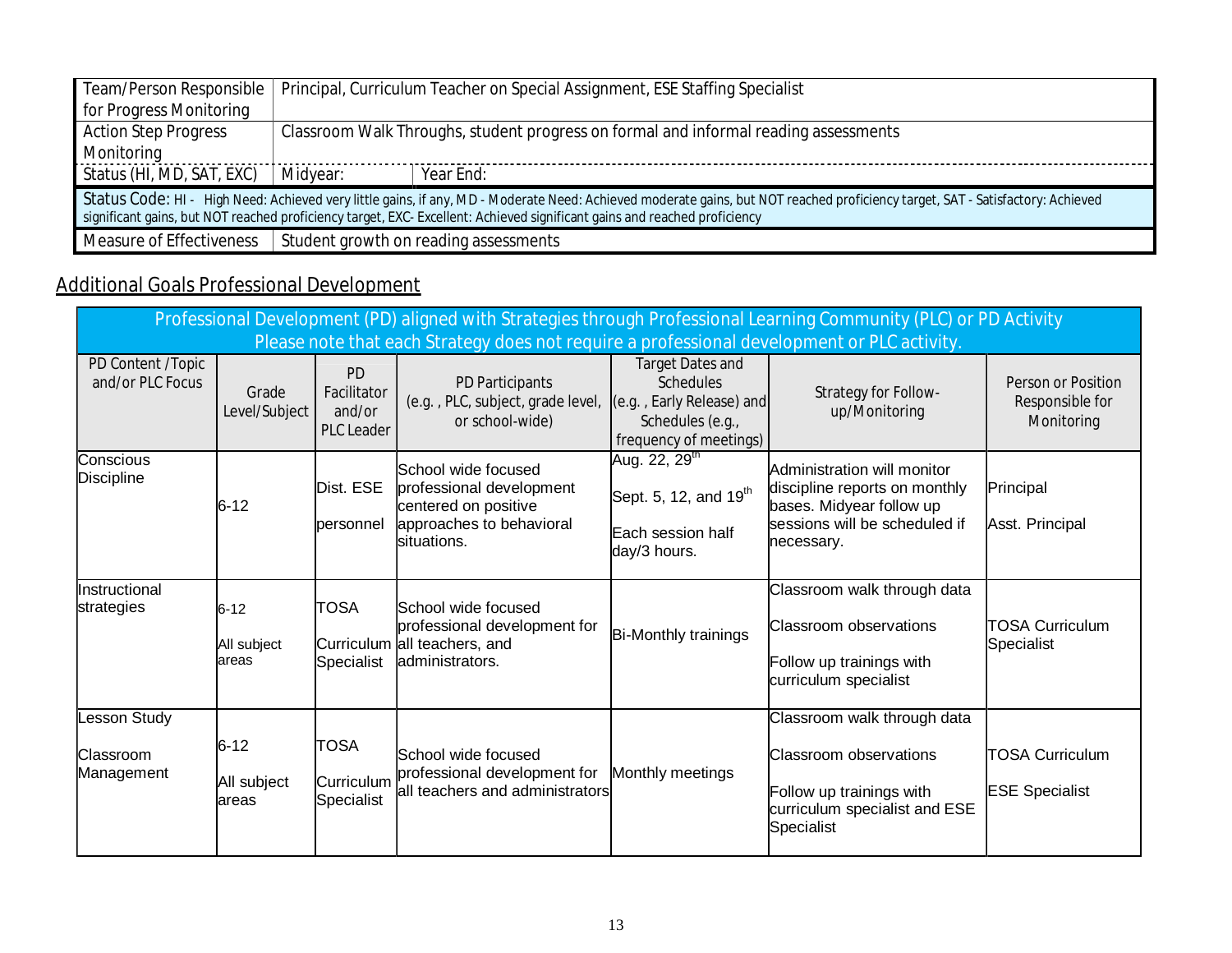| | | |
|---|---|---|
| Team/Person Responsible for Progress Monitoring | Principal, Curriculum Teacher on Special Assignment, ESE Staffing Specialist | |
| Action Step Progress Monitoring | Classroom Walk Throughs, student progress on formal and informal reading assessments | |
| Status (HI, MD, SAT, EXC) | Midyear: | Year End: |
| Status Code: HI - High Need: Achieved very little gains, if any, MD - Moderate Need: Achieved moderate gains, but NOT reached proficiency target, SAT - Satisfactory: Achieved significant gains, but NOT reached proficiency target, EXC- Excellent: Achieved significant gains and reached proficiency | | |
| Measure of Effectiveness | Student growth on reading assessments | |

## Additional Goals Professional Development

| Professional Development (PD) aligned with Strategies through Professional Learning Community (PLC) or PD Activity<br>Please note that each Strategy does not require a professional development or PLC activity. | | | | | | |
|---|---|---|---|---|---|---|
| PD Content /Topic and/or PLC Focus | Grade Level/Subject | PD Facilitator and/or PLC Leader | PD Participants (e.g. , PLC, subject, grade level, or school-wide) | Target Dates and Schedules (e.g. , Early Release) and Schedules (e.g., frequency of meetings) | Strategy for Follow-up/Monitoring | Person or Position Responsible for Monitoring |
| Conscious Discipline | 6-12 | Dist. ESE personnel | School wide focused professional development centered on positive approaches to behavioral situations. | Aug. 22, 29th<br>Sept. 5, 12, and 19th<br>Each session half day/3 hours. | Administration will monitor discipline reports on monthly bases. Midyear follow up sessions will be scheduled if necessary. | Principal<br>Asst. Principal |
| Instructional strategies | 6-12<br>All subject areas | TOSA Curriculum Specialist | School wide focused professional development for all teachers, and administrators. | Bi-Monthly trainings | Classroom walk through data<br>Classroom observations<br>Follow up trainings with curriculum specialist | TOSA Curriculum Specialist |
| Lesson Study<br>Classroom Management | 6-12<br>All subject areas | TOSA Curriculum Specialist | School wide focused professional development for all teachers and administrators | Monthly meetings | Classroom walk through data<br>Classroom observations<br>Follow up trainings with curriculum specialist and ESE Specialist | TOSA Curriculum<br>ESE Specialist |